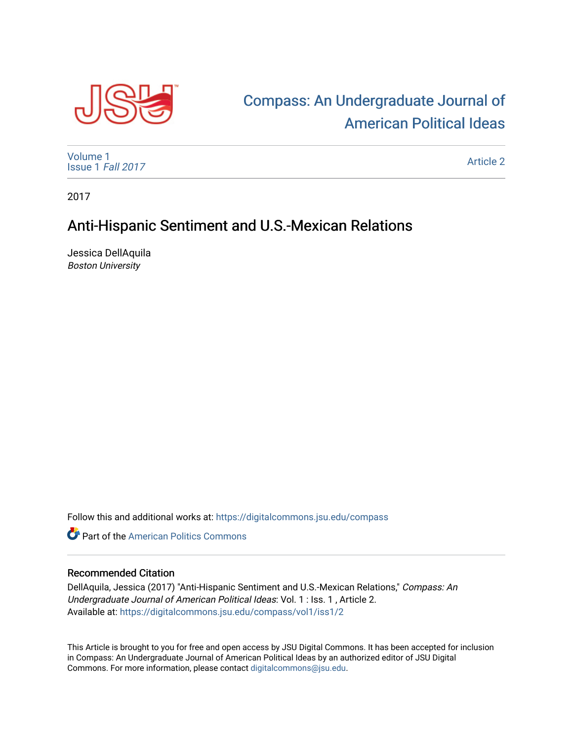# Compass: An Undergraduate Journal of American Political Ideas

Volume 1
Issue 1 *Fall 2017*

Article 2

2017

## Anti-Hispanic Sentiment and U.S.-Mexican Relations

Jessica DellAquila
*Boston University*

Follow this and additional works at: https://digitalcommons.jsu.edu/compass

Part of the American Politics Commons

### Recommended Citation

DellAquila, Jessica (2017) "Anti-Hispanic Sentiment and U.S.-Mexican Relations," *Compass: An Undergraduate Journal of American Political Ideas*: Vol. 1 : Iss. 1 , Article 2.
Available at: https://digitalcommons.jsu.edu/compass/vol1/iss1/2

This Article is brought to you for free and open access by JSU Digital Commons. It has been accepted for inclusion in Compass: An Undergraduate Journal of American Political Ideas by an authorized editor of JSU Digital Commons. For more information, please contact digitalcommons@jsu.edu.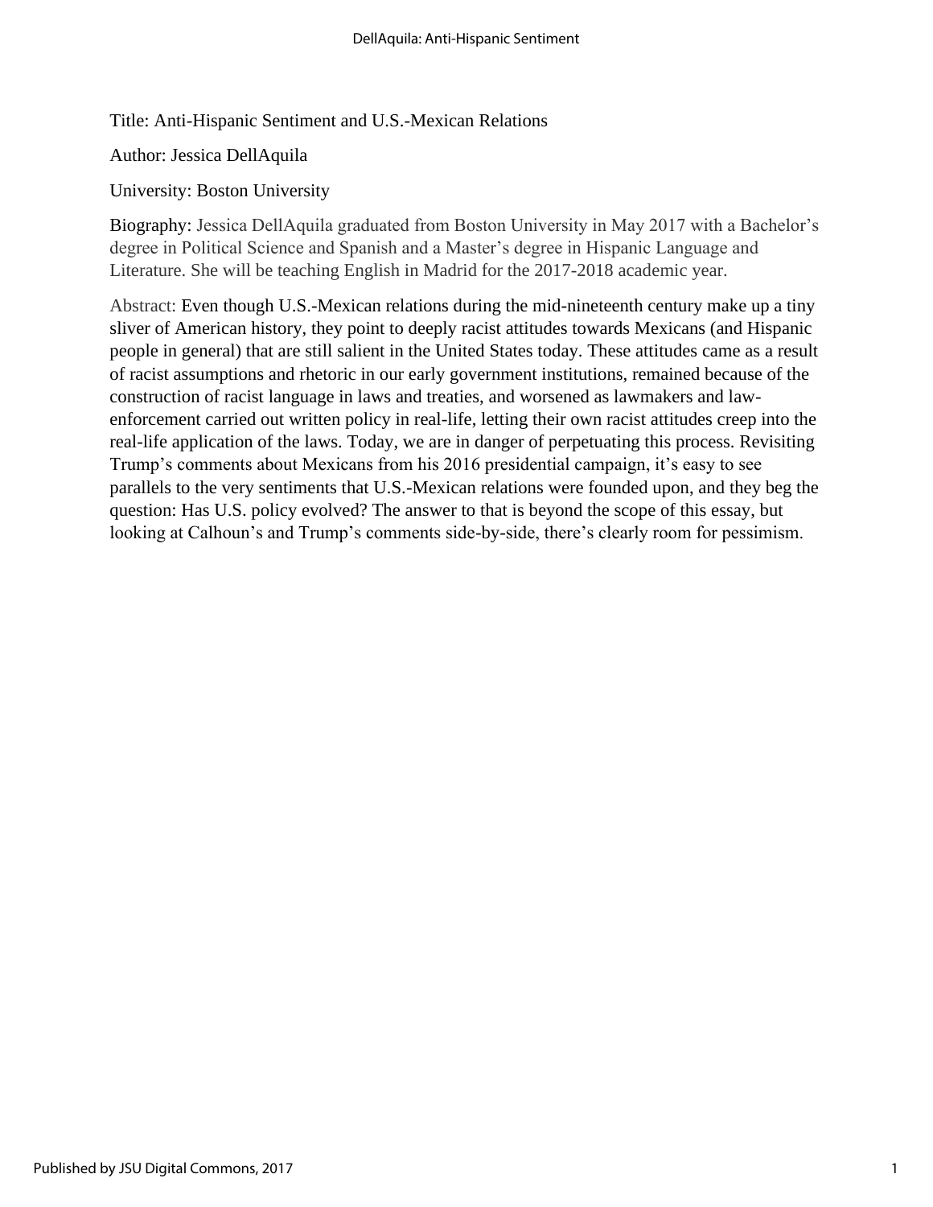Title: Anti-Hispanic Sentiment and U.S.-Mexican Relations

Author: Jessica DellAquila

University: Boston University

Biography: Jessica DellAquila graduated from Boston University in May 2017 with a Bachelor's degree in Political Science and Spanish and a Master's degree in Hispanic Language and Literature. She will be teaching English in Madrid for the 2017-2018 academic year.

Abstract: Even though U.S.-Mexican relations during the mid-nineteenth century make up a tiny sliver of American history, they point to deeply racist attitudes towards Mexicans (and Hispanic people in general) that are still salient in the United States today. These attitudes came as a result of racist assumptions and rhetoric in our early government institutions, remained because of the construction of racist language in laws and treaties, and worsened as lawmakers and law-enforcement carried out written policy in real-life, letting their own racist attitudes creep into the real-life application of the laws. Today, we are in danger of perpetuating this process. Revisiting Trump's comments about Mexicans from his 2016 presidential campaign, it's easy to see parallels to the very sentiments that U.S.-Mexican relations were founded upon, and they beg the question: Has U.S. policy evolved? The answer to that is beyond the scope of this essay, but looking at Calhoun's and Trump's comments side-by-side, there's clearly room for pessimism.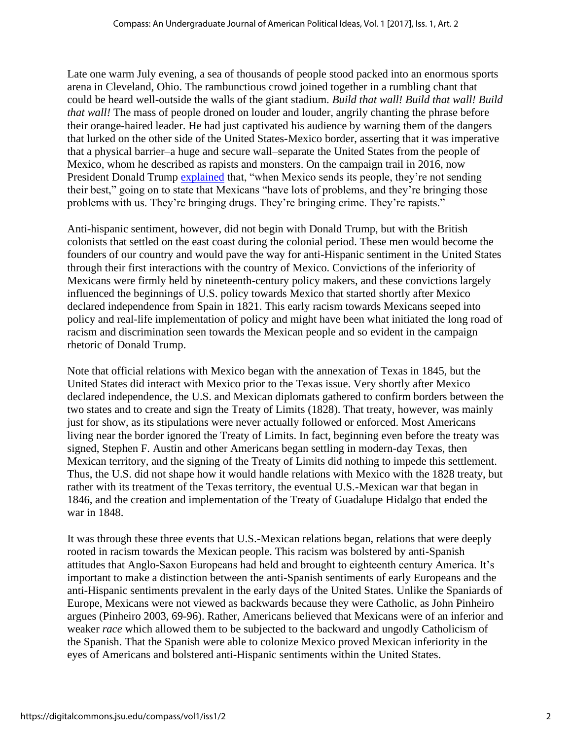Late one warm July evening, a sea of thousands of people stood packed into an enormous sports arena in Cleveland, Ohio. The rambunctious crowd joined together in a rumbling chant that could be heard well-outside the walls of the giant stadium. *Build that wall! Build that wall! Build that wall!* The mass of people droned on louder and louder, angrily chanting the phrase before their orange-haired leader. He had just captivated his audience by warning them of the dangers that lurked on the other side of the United States-Mexico border, asserting that it was imperative that a physical barrier–a huge and secure wall–separate the United States from the people of Mexico, whom he described as rapists and monsters. On the campaign trail in 2016, now President Donald Trump explained that, "when Mexico sends its people, they're not sending their best," going on to state that Mexicans "have lots of problems, and they're bringing those problems with us. They're bringing drugs. They're bringing crime. They're rapists."

Anti-hispanic sentiment, however, did not begin with Donald Trump, but with the British colonists that settled on the east coast during the colonial period. These men would become the founders of our country and would pave the way for anti-Hispanic sentiment in the United States through their first interactions with the country of Mexico. Convictions of the inferiority of Mexicans were firmly held by nineteenth-century policy makers, and these convictions largely influenced the beginnings of U.S. policy towards Mexico that started shortly after Mexico declared independence from Spain in 1821. This early racism towards Mexicans seeped into policy and real-life implementation of policy and might have been what initiated the long road of racism and discrimination seen towards the Mexican people and so evident in the campaign rhetoric of Donald Trump.

Note that official relations with Mexico began with the annexation of Texas in 1845, but the United States did interact with Mexico prior to the Texas issue. Very shortly after Mexico declared independence, the U.S. and Mexican diplomats gathered to confirm borders between the two states and to create and sign the Treaty of Limits (1828). That treaty, however, was mainly just for show, as its stipulations were never actually followed or enforced. Most Americans living near the border ignored the Treaty of Limits. In fact, beginning even before the treaty was signed, Stephen F. Austin and other Americans began settling in modern-day Texas, then Mexican territory, and the signing of the Treaty of Limits did nothing to impede this settlement. Thus, the U.S. did not shape how it would handle relations with Mexico with the 1828 treaty, but rather with its treatment of the Texas territory, the eventual U.S.-Mexican war that began in 1846, and the creation and implementation of the Treaty of Guadalupe Hidalgo that ended the war in 1848.

It was through these three events that U.S.-Mexican relations began, relations that were deeply rooted in racism towards the Mexican people. This racism was bolstered by anti-Spanish attitudes that Anglo-Saxon Europeans had held and brought to eighteenth century America. It's important to make a distinction between the anti-Spanish sentiments of early Europeans and the anti-Hispanic sentiments prevalent in the early days of the United States. Unlike the Spaniards of Europe, Mexicans were not viewed as backwards because they were Catholic, as John Pinheiro argues (Pinheiro 2003, 69-96). Rather, Americans believed that Mexicans were of an inferior and weaker *race* which allowed them to be subjected to the backward and ungodly Catholicism of the Spanish. That the Spanish were able to colonize Mexico proved Mexican inferiority in the eyes of Americans and bolstered anti-Hispanic sentiments within the United States.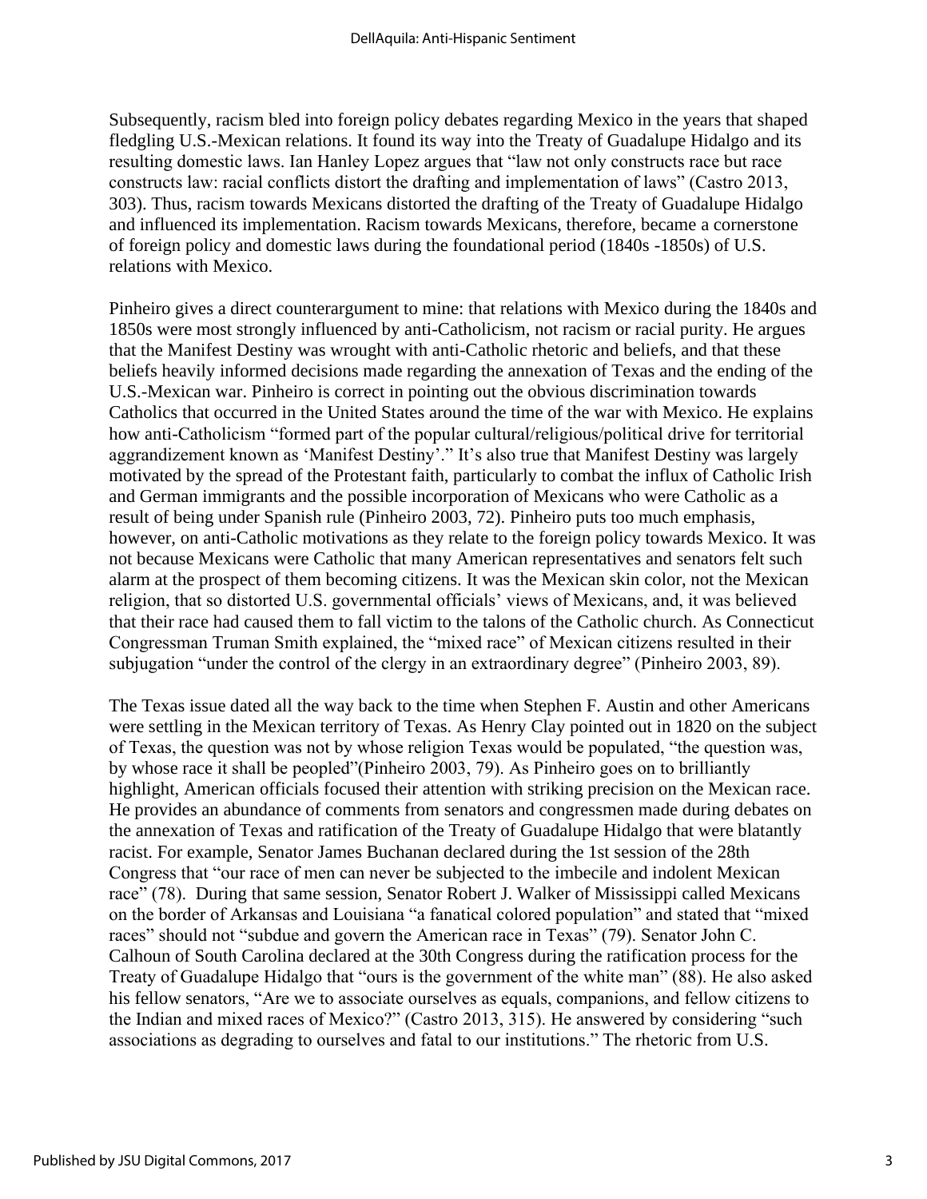Subsequently, racism bled into foreign policy debates regarding Mexico in the years that shaped fledgling U.S.-Mexican relations. It found its way into the Treaty of Guadalupe Hidalgo and its resulting domestic laws. Ian Hanley Lopez argues that "law not only constructs race but race constructs law: racial conflicts distort the drafting and implementation of laws" (Castro 2013, 303). Thus, racism towards Mexicans distorted the drafting of the Treaty of Guadalupe Hidalgo and influenced its implementation. Racism towards Mexicans, therefore, became a cornerstone of foreign policy and domestic laws during the foundational period (1840s -1850s) of U.S. relations with Mexico.

Pinheiro gives a direct counterargument to mine: that relations with Mexico during the 1840s and 1850s were most strongly influenced by anti-Catholicism, not racism or racial purity. He argues that the Manifest Destiny was wrought with anti-Catholic rhetoric and beliefs, and that these beliefs heavily informed decisions made regarding the annexation of Texas and the ending of the U.S.-Mexican war. Pinheiro is correct in pointing out the obvious discrimination towards Catholics that occurred in the United States around the time of the war with Mexico. He explains how anti-Catholicism "formed part of the popular cultural/religious/political drive for territorial aggrandizement known as 'Manifest Destiny'." It's also true that Manifest Destiny was largely motivated by the spread of the Protestant faith, particularly to combat the influx of Catholic Irish and German immigrants and the possible incorporation of Mexicans who were Catholic as a result of being under Spanish rule (Pinheiro 2003, 72). Pinheiro puts too much emphasis, however, on anti-Catholic motivations as they relate to the foreign policy towards Mexico. It was not because Mexicans were Catholic that many American representatives and senators felt such alarm at the prospect of them becoming citizens. It was the Mexican skin color, not the Mexican religion, that so distorted U.S. governmental officials' views of Mexicans, and, it was believed that their race had caused them to fall victim to the talons of the Catholic church. As Connecticut Congressman Truman Smith explained, the "mixed race" of Mexican citizens resulted in their subjugation "under the control of the clergy in an extraordinary degree" (Pinheiro 2003, 89).

The Texas issue dated all the way back to the time when Stephen F. Austin and other Americans were settling in the Mexican territory of Texas. As Henry Clay pointed out in 1820 on the subject of Texas, the question was not by whose religion Texas would be populated, "the question was, by whose race it shall be peopled"(Pinheiro 2003, 79). As Pinheiro goes on to brilliantly highlight, American officials focused their attention with striking precision on the Mexican race. He provides an abundance of comments from senators and congressmen made during debates on the annexation of Texas and ratification of the Treaty of Guadalupe Hidalgo that were blatantly racist. For example, Senator James Buchanan declared during the 1st session of the 28th Congress that "our race of men can never be subjected to the imbecile and indolent Mexican race" (78). During that same session, Senator Robert J. Walker of Mississippi called Mexicans on the border of Arkansas and Louisiana "a fanatical colored population" and stated that "mixed races" should not "subdue and govern the American race in Texas" (79). Senator John C. Calhoun of South Carolina declared at the 30th Congress during the ratification process for the Treaty of Guadalupe Hidalgo that "ours is the government of the white man" (88). He also asked his fellow senators, "Are we to associate ourselves as equals, companions, and fellow citizens to the Indian and mixed races of Mexico?" (Castro 2013, 315). He answered by considering "such associations as degrading to ourselves and fatal to our institutions." The rhetoric from U.S.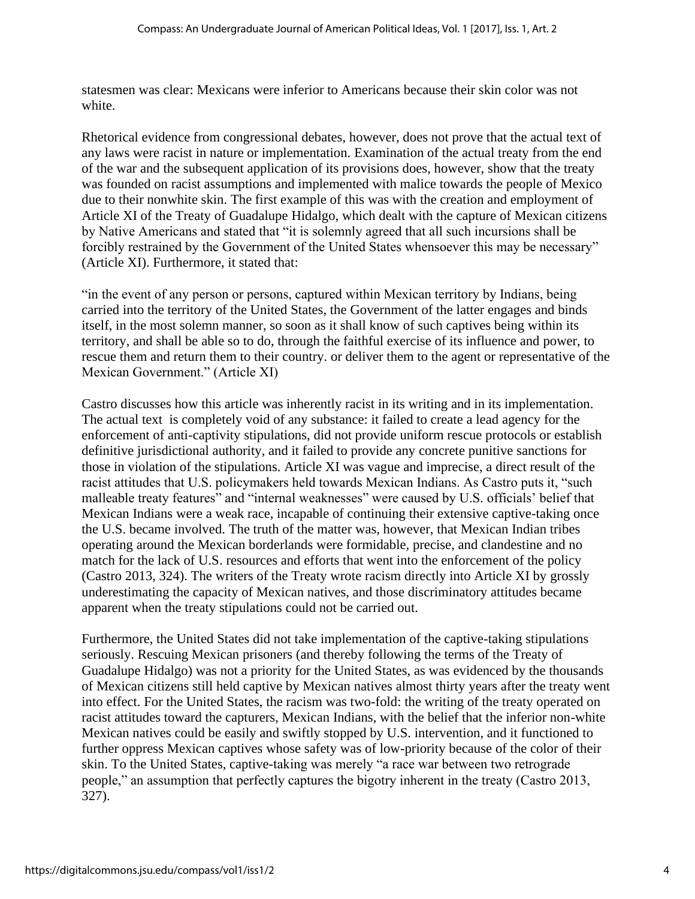statesmen was clear: Mexicans were inferior to Americans because their skin color was not white.

Rhetorical evidence from congressional debates, however, does not prove that the actual text of any laws were racist in nature or implementation. Examination of the actual treaty from the end of the war and the subsequent application of its provisions does, however, show that the treaty was founded on racist assumptions and implemented with malice towards the people of Mexico due to their nonwhite skin. The first example of this was with the creation and employment of Article XI of the Treaty of Guadalupe Hidalgo, which dealt with the capture of Mexican citizens by Native Americans and stated that "it is solemnly agreed that all such incursions shall be forcibly restrained by the Government of the United States whensoever this may be necessary" (Article XI). Furthermore, it stated that:

"in the event of any person or persons, captured within Mexican territory by Indians, being carried into the territory of the United States, the Government of the latter engages and binds itself, in the most solemn manner, so soon as it shall know of such captives being within its territory, and shall be able so to do, through the faithful exercise of its influence and power, to rescue them and return them to their country. or deliver them to the agent or representative of the Mexican Government." (Article XI)

Castro discusses how this article was inherently racist in its writing and in its implementation. The actual text is completely void of any substance: it failed to create a lead agency for the enforcement of anti-captivity stipulations, did not provide uniform rescue protocols or establish definitive jurisdictional authority, and it failed to provide any concrete punitive sanctions for those in violation of the stipulations. Article XI was vague and imprecise, a direct result of the racist attitudes that U.S. policymakers held towards Mexican Indians. As Castro puts it, "such malleable treaty features" and "internal weaknesses" were caused by U.S. officials' belief that Mexican Indians were a weak race, incapable of continuing their extensive captive-taking once the U.S. became involved. The truth of the matter was, however, that Mexican Indian tribes operating around the Mexican borderlands were formidable, precise, and clandestine and no match for the lack of U.S. resources and efforts that went into the enforcement of the policy (Castro 2013, 324). The writers of the Treaty wrote racism directly into Article XI by grossly underestimating the capacity of Mexican natives, and those discriminatory attitudes became apparent when the treaty stipulations could not be carried out.

Furthermore, the United States did not take implementation of the captive-taking stipulations seriously. Rescuing Mexican prisoners (and thereby following the terms of the Treaty of Guadalupe Hidalgo) was not a priority for the United States, as was evidenced by the thousands of Mexican citizens still held captive by Mexican natives almost thirty years after the treaty went into effect. For the United States, the racism was two-fold: the writing of the treaty operated on racist attitudes toward the capturers, Mexican Indians, with the belief that the inferior non-white Mexican natives could be easily and swiftly stopped by U.S. intervention, and it functioned to further oppress Mexican captives whose safety was of low-priority because of the color of their skin. To the United States, captive-taking was merely "a race war between two retrograde people," an assumption that perfectly captures the bigotry inherent in the treaty (Castro 2013, 327).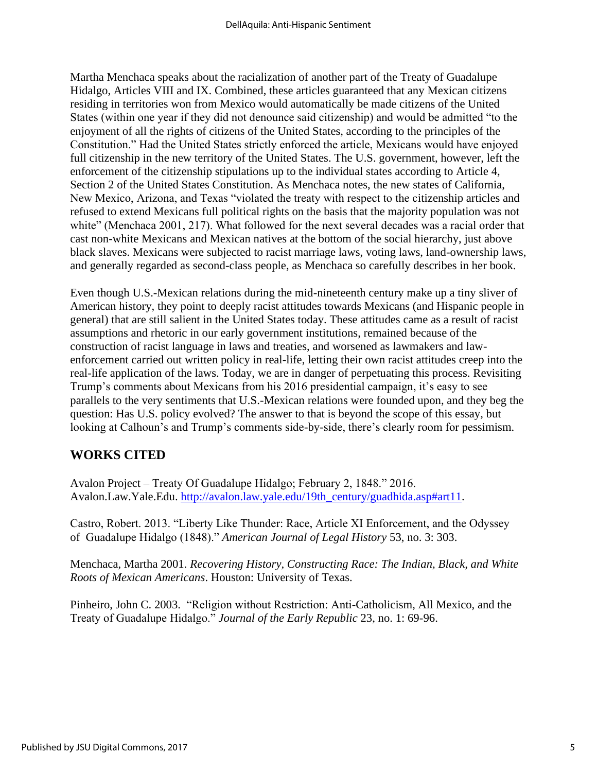Martha Menchaca speaks about the racialization of another part of the Treaty of Guadalupe Hidalgo, Articles VIII and IX. Combined, these articles guaranteed that any Mexican citizens residing in territories won from Mexico would automatically be made citizens of the United States (within one year if they did not denounce said citizenship) and would be admitted "to the enjoyment of all the rights of citizens of the United States, according to the principles of the Constitution." Had the United States strictly enforced the article, Mexicans would have enjoyed full citizenship in the new territory of the United States. The U.S. government, however, left the enforcement of the citizenship stipulations up to the individual states according to Article 4, Section 2 of the United States Constitution. As Menchaca notes, the new states of California, New Mexico, Arizona, and Texas "violated the treaty with respect to the citizenship articles and refused to extend Mexicans full political rights on the basis that the majority population was not white" (Menchaca 2001, 217). What followed for the next several decades was a racial order that cast non-white Mexicans and Mexican natives at the bottom of the social hierarchy, just above black slaves. Mexicans were subjected to racist marriage laws, voting laws, land-ownership laws, and generally regarded as second-class people, as Menchaca so carefully describes in her book.

Even though U.S.-Mexican relations during the mid-nineteenth century make up a tiny sliver of American history, they point to deeply racist attitudes towards Mexicans (and Hispanic people in general) that are still salient in the United States today. These attitudes came as a result of racist assumptions and rhetoric in our early government institutions, remained because of the construction of racist language in laws and treaties, and worsened as lawmakers and law-enforcement carried out written policy in real-life, letting their own racist attitudes creep into the real-life application of the laws. Today, we are in danger of perpetuating this process. Revisiting Trump's comments about Mexicans from his 2016 presidential campaign, it's easy to see parallels to the very sentiments that U.S.-Mexican relations were founded upon, and they beg the question: Has U.S. policy evolved? The answer to that is beyond the scope of this essay, but looking at Calhoun's and Trump's comments side-by-side, there's clearly room for pessimism.

## WORKS CITED

Avalon Project – Treaty Of Guadalupe Hidalgo; February 2, 1848." 2016. Avalon.Law.Yale.Edu. http://avalon.law.yale.edu/19th_century/guadhida.asp#art11.

Castro, Robert. 2013. "Liberty Like Thunder: Race, Article XI Enforcement, and the Odyssey of Guadalupe Hidalgo (1848)." *American Journal of Legal History* 53, no. 3: 303.

Menchaca, Martha 2001. *Recovering History, Constructing Race: The Indian, Black, and White Roots of Mexican Americans*. Houston: University of Texas.

Pinheiro, John C. 2003. "Religion without Restriction: Anti-Catholicism, All Mexico, and the Treaty of Guadalupe Hidalgo." *Journal of the Early Republic* 23, no. 1: 69-96.